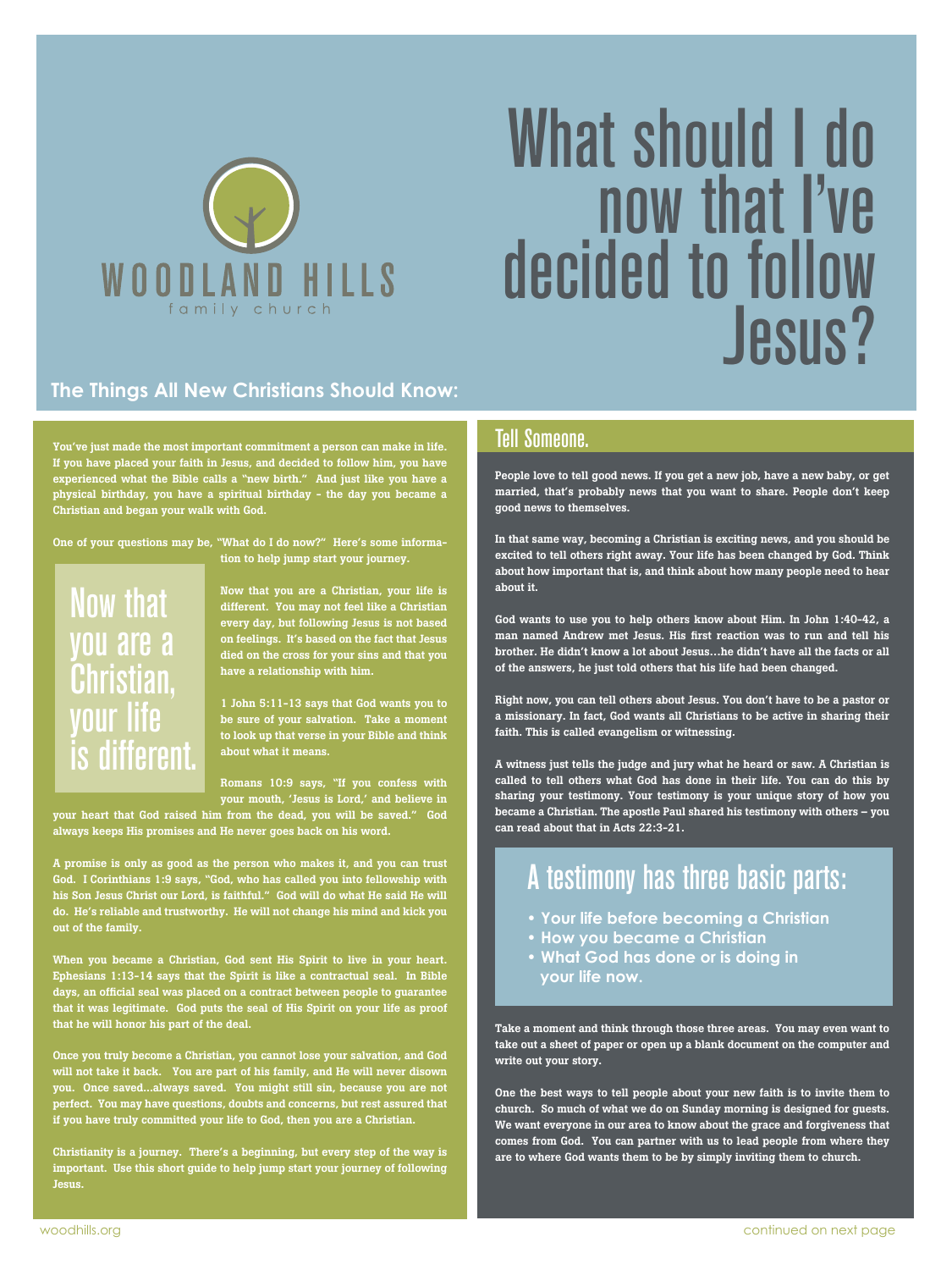WOODLAND HILLS

family church

# What should I do now that I've decided to follow Jesus?

## The Things All New Christians Should Know:

You've just made the most important commitment a person can make in life. If you have placed your faith in Jesus, and decided to follow him, you have experienced what the Bible calls a "new birth." And just like you have a physical birthday, you have a spiritual birthday - the day you became a Christian and began your walk with God.

One of your questions may be, "What do I do now?" Here's some information to help jump start your journey.

> Now that you are a Christian, your life is different.

Now that you are a Christian, your life is different. You may not feel like a Christian every day, but following Jesus is not based on feelings. It's based on the fact that Jesus died on the cross for your sins and that you have a relationship with him.

1 John 5:11-13 says that God wants you to be sure of your salvation. Take a moment to look up that verse in your Bible and think about what it means.

Romans 10:9 says, "If you confess with your mouth, 'Jesus is Lord,' and believe in your heart that God raised him from the dead, you will be saved." God always keeps His promises and He never goes back on his word.

A promise is only as good as the person who makes it, and you can trust God. I Corinthians 1:9 says, "God, who has called you into fellowship with his Son Jesus Christ our Lord, is faithful." God will do what He said He will do. He's reliable and trustworthy. He will not change his mind and kick you out of the family.

When you became a Christian, God sent His Spirit to live in your heart. Ephesians 1:13-14 says that the Spirit is like a contractual seal. In Bible days, an official seal was placed on a contract between people to guarantee that it was legitimate. God puts the seal of His Spirit on your life as proof that he will honor his part of the deal.

Once you truly become a Christian, you cannot lose your salvation, and God will not take it back. You are part of his family, and He will never disown you. Once saved...always saved. You might still sin, because you are not perfect. You may have questions, doubts and concerns, but rest assured that if you have truly committed your life to God, then you are a Christian.

Christianity is a journey. There's a beginning, but every step of the way is important. Use this short guide to help jump start your journey of following Jesus.

## Tell Someone.

People love to tell good news. If you get a new job, have a new baby, or get married, that's probably news that you want to share. People don't keep good news to themselves.

In that same way, becoming a Christian is exciting news, and you should be excited to tell others right away. Your life has been changed by God. Think about how important that is, and think about how many people need to hear about it.

God wants to use you to help others know about Him. In John 1:40-42, a man named Andrew met Jesus. His first reaction was to run and tell his brother. He didn't know a lot about Jesus...he didn't have all the facts or all of the answers, he just told others that his life had been changed.

Right now, you can tell others about Jesus. You don't have to be a pastor or a missionary. In fact, God wants all Christians to be active in sharing their faith. This is called evangelism or witnessing.

A witness just tells the judge and jury what he heard or saw. A Christian is called to tell others what God has done in their life. You can do this by sharing your testimony. Your testimony is your unique story of how you became a Christian. The apostle Paul shared his testimony with others – you can read about that in Acts 22:3-21.

### A testimony has three basic parts:

- Your life before becoming a Christian
- How you became a Christian
- What God has done or is doing in your life now.

Take a moment and think through those three areas. You may even want to take out a sheet of paper or open up a blank document on the computer and write out your story.

One the best ways to tell people about your new faith is to invite them to church. So much of what we do on Sunday morning is designed for guests. We want everyone in our area to know about the grace and forgiveness that comes from God. You can partner with us to lead people from where they are to where God wants them to be by simply inviting them to church.

woodhills.org

continued on next page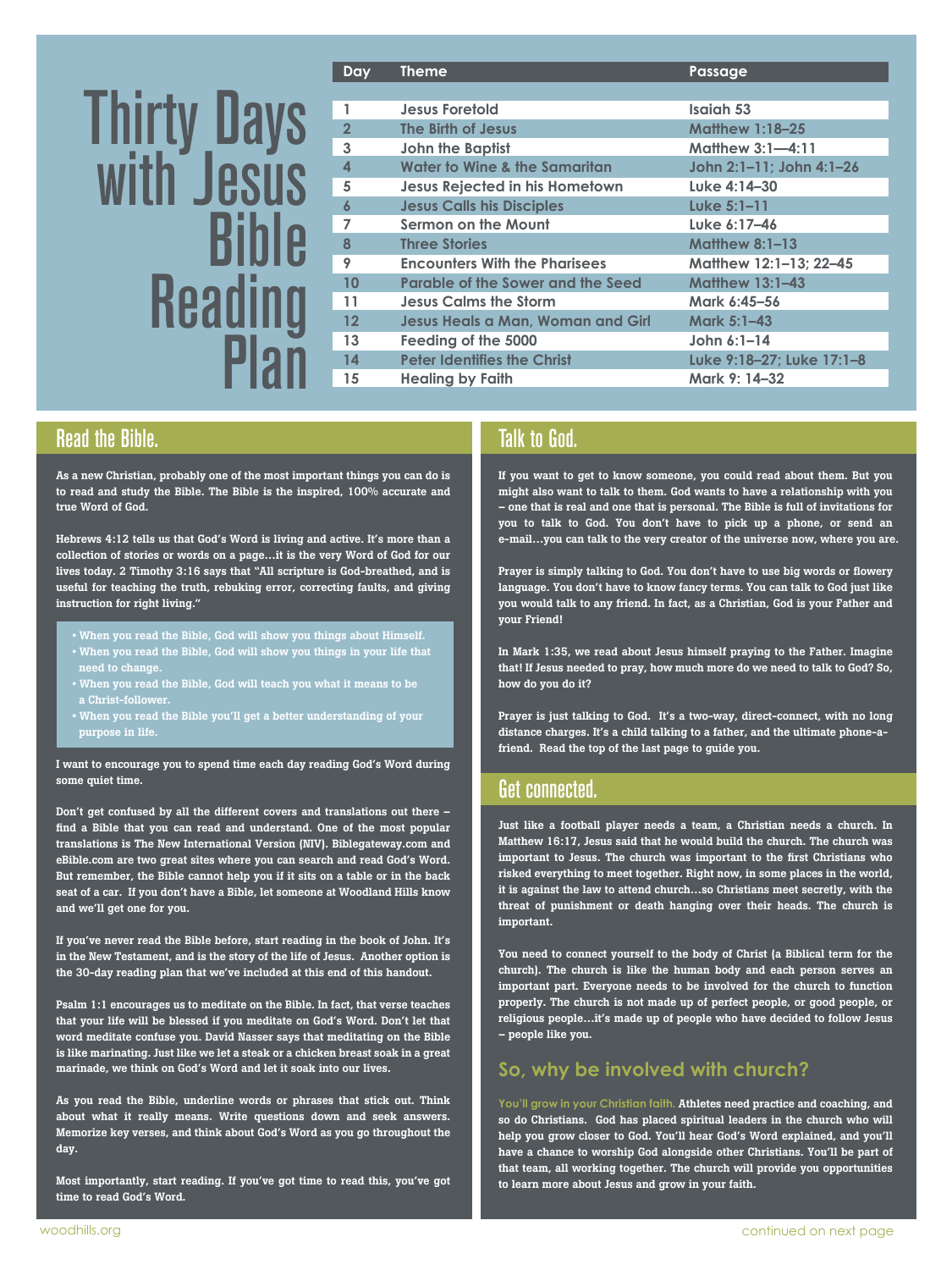# Thirty Days with Jesus Bible Reading Plan

| Day | Theme | Passage |
|---|---|---|
| 1 | Jesus Foretold | Isaiah 53 |
| 2 | The Birth of Jesus | Matthew 1:18–25 |
| 3 | John the Baptist | Matthew 3:1—4:11 |
| 4 | Water to Wine & the Samaritan | John 2:1–11; John 4:1–26 |
| 5 | Jesus Rejected in his Hometown | Luke 4:14–30 |
| 6 | Jesus Calls his Disciples | Luke 5:1–11 |
| 7 | Sermon on the Mount | Luke 6:17–46 |
| 8 | Three Stories | Matthew 8:1–13 |
| 9 | Encounters With the Pharisees | Matthew 12:1–13; 22–45 |
| 10 | Parable of the Sower and the Seed | Matthew 13:1–43 |
| 11 | Jesus Calms the Storm | Mark 6:45–56 |
| 12 | Jesus Heals a Man, Woman and Girl | Mark 5:1–43 |
| 13 | Feeding of the 5000 | John 6:1–14 |
| 14 | Peter Identifies the Christ | Luke 9:18–27; Luke 17:1–8 |
| 15 | Healing by Faith | Mark 9: 14–32 |

## Read the Bible.

As a new Christian, probably one of the most important things you can do is to read and study the Bible. The Bible is the inspired, 100% accurate and true Word of God.

Hebrews 4:12 tells us that God's Word is living and active. It's more than a collection of stories or words on a page…it is the very Word of God for our lives today. 2 Timothy 3:16 says that "All scripture is God-breathed, and is useful for teaching the truth, rebuking error, correcting faults, and giving instruction for right living."

- When you read the Bible, God will show you things about Himself.
- When you read the Bible, God will show you things in your life that need to change.
- When you read the Bible, God will teach you what it means to be a Christ-follower.
- When you read the Bible you'll get a better understanding of your purpose in life.

I want to encourage you to spend time each day reading God's Word during some quiet time.

Don't get confused by all the different covers and translations out there – find a Bible that you can read and understand. One of the most popular translations is The New International Version (NIV). Biblegateway.com and eBible.com are two great sites where you can search and read God's Word. But remember, the Bible cannot help you if it sits on a table or in the back seat of a car. If you don't have a Bible, let someone at Woodland Hills know and we'll get one for you.

If you've never read the Bible before, start reading in the book of John. It's in the New Testament, and is the story of the life of Jesus. Another option is the 30-day reading plan that we've included at this end of this handout.

Psalm 1:1 encourages us to meditate on the Bible. In fact, that verse teaches that your life will be blessed if you meditate on God's Word. Don't let that word meditate confuse you. David Nasser says that meditating on the Bible is like marinating. Just like we let a steak or a chicken breast soak in a great marinade, we think on God's Word and let it soak into our lives.

As you read the Bible, underline words or phrases that stick out. Think about what it really means. Write questions down and seek answers. Memorize key verses, and think about God's Word as you go throughout the day.

Most importantly, start reading. If you've got time to read this, you've got time to read God's Word.

## Talk to God.

If you want to get to know someone, you could read about them. But you might also want to talk to them. God wants to have a relationship with you – one that is real and one that is personal. The Bible is full of invitations for you to talk to God. You don't have to pick up a phone, or send an e-mail…you can talk to the very creator of the universe now, where you are.

Prayer is simply talking to God. You don't have to use big words or flowery language. You don't have to know fancy terms. You can talk to God just like you would talk to any friend. In fact, as a Christian, God is your Father and your Friend!

In Mark 1:35, we read about Jesus himself praying to the Father. Imagine that! If Jesus needed to pray, how much more do we need to talk to God? So, how do you do it?

Prayer is just talking to God. It's a two-way, direct-connect, with no long distance charges. It's a child talking to a father, and the ultimate phone-a-friend. Read the top of the last page to guide you.

## Get connected.

Just like a football player needs a team, a Christian needs a church. In Matthew 16:17, Jesus said that he would build the church. The church was important to Jesus. The church was important to the first Christians who risked everything to meet together. Right now, in some places in the world, it is against the law to attend church…so Christians meet secretly, with the threat of punishment or death hanging over their heads. The church is important.

You need to connect yourself to the body of Christ (a Biblical term for the church). The church is like the human body and each person serves an important part. Everyone needs to be involved for the church to function properly. The church is not made up of perfect people, or good people, or religious people…it's made up of people who have decided to follow Jesus – people like you.

### So, why be involved with church?

**You'll grow in your Christian faith.** Athletes need practice and coaching, and so do Christians. God has placed spiritual leaders in the church who will help you grow closer to God. You'll hear God's Word explained, and you'll have a chance to worship God alongside other Christians. You'll be part of that team, all working together. The church will provide you opportunities to learn more about Jesus and grow in your faith.

woodhills.org

continued on next page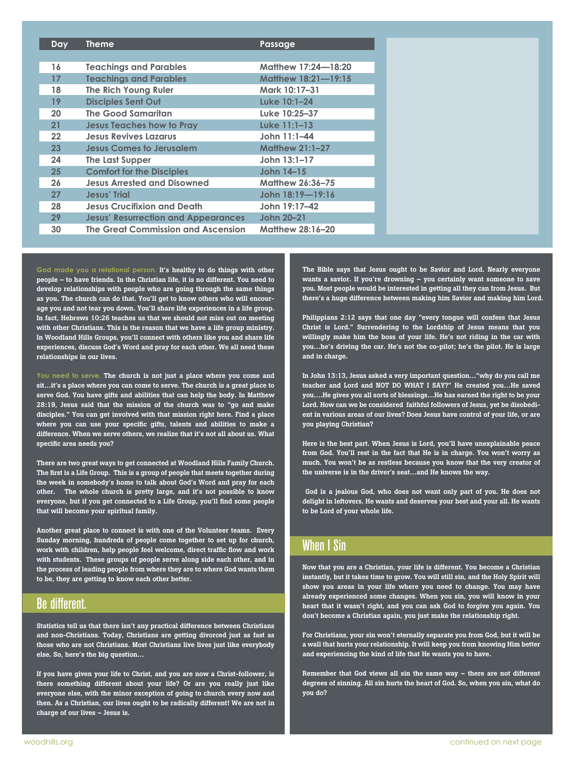| Day | Theme | Passage |
|---|---|---|
| 16 | Teachings and Parables | Matthew 17:24—18:20 |
| 17 | Teachings and Parables | Matthew 18:21—19:15 |
| 18 | The Rich Young Ruler | Mark 10:17–31 |
| 19 | Disciples Sent Out | Luke 10:1–24 |
| 20 | The Good Samaritan | Luke 10:25–37 |
| 21 | Jesus Teaches how to Pray | Luke 11:1–13 |
| 22 | Jesus Revives Lazarus | John 11:1–44 |
| 23 | Jesus Comes to Jerusalem | Matthew 21:1–27 |
| 24 | The Last Supper | John 13:1–17 |
| 25 | Comfort for the Disciples | John 14–15 |
| 26 | Jesus Arrested and Disowned | Matthew 26:36–75 |
| 27 | Jesus' Trial | John 18:19—19:16 |
| 28 | Jesus Crucifixion and Death | John 19:17–42 |
| 29 | Jesus' Resurrection and Appearances | John 20–21 |
| 30 | The Great Commission and Ascension | Matthew 28:16–20 |

**God made you a relational person.** It's healthy to do things with other people – to have friends. In the Christian life, it is no different. You need to develop relationships with people who are going through the same things as you. The church can do that. You'll get to know others who will encourage you and not tear you down. You'll share life experiences in a life group. In fact, Hebrews 10:26 teaches us that we should not miss out on meeting with other Christians. This is the reason that we have a life group ministry. In Woodland Hills Groups, you'll connect with others like you and share life experiences, discuss God's Word and pray for each other. We all need these relationships in our lives.

**You need to serve.** The church is not just a place where you come and sit…it's a place where you can come to serve. The church is a great place to serve God. You have gifts and abilities that can help the body. In Matthew 28:19, Jesus said that the mission of the church was to "go and make disciples." You can get involved with that mission right here. Find a place where you can use your specific gifts, talents and abilities to make a difference. When we serve others, we realize that it's not all about us. What specific area needs you?

There are two great ways to get connected at Woodland Hills Family Church. The first is a Life Group. This is a group of people that meets together during the week in somebody's home to talk about God's Word and pray for each other. The whole church is pretty large, and it's not possible to know everyone, but if you get connected to a Life Group, you'll find some people that will become your spiritual family.

Another great place to connect is with one of the Volunteer teams. Every Sunday morning, hundreds of people come together to set up for church, work with children, help people feel welcome, direct traffic flow and work with students. These groups of people serve along side each other, and in the process of leading people from where they are to where God wants them to be, they are getting to know each other better.

## Be different.

Statistics tell us that there isn't any practical difference between Christians and non-Christians. Today, Christians are getting divorced just as fast as those who are not Christians. Most Christians live lives just like everybody else. So, here's the big question…

If you have given your life to Christ, and you are now a Christ-follower, is there something different about your life? Or are you really just like everyone else, with the minor exception of going to church every now and then. As a Christian, our lives ought to be radically different! We are not in charge of our lives – Jesus is.

The Bible says that Jesus ought to be Savior and Lord. Nearly everyone wants a savior. If you're drowning – you certainly want someone to save you. Most people would be interested in getting all they can from Jesus. But there's a huge difference between making him Savior and making him Lord.

Philippians 2:12 says that one day "every tongue will confess that Jesus Christ is Lord." Surrendering to the Lordship of Jesus means that you willingly make him the boss of your life. He's not riding in the car with you…he's driving the car. He's not the co-pilot; he's the pilot. He is large and in charge.

In John 13:13, Jesus asked a very important question…"why do you call me teacher and Lord and NOT DO WHAT I SAY?" He created you…He saved you….He gives you all sorts of blessings…He has earned the right to be your Lord. How can we be considered faithful followers of Jesus, yet be disobedient in various areas of our lives? Does Jesus have control of your life, or are you playing Christian?

Here is the best part. When Jesus is Lord, you'll have unexplainable peace from God. You'll rest in the fact that He is in charge. You won't worry as much. You won't be as restless because you know that the very creator of the universe is in the driver's seat…and He knows the way.

God is a jealous God, who does not want only part of you. He does not delight in leftovers. He wants and deserves your best and your all. He wants to be Lord of your whole life.

## When I Sin

Now that you are a Christian, your life is different. You become a Christian instantly, but it takes time to grow. You will still sin, and the Holy Spirit will show you areas in your life where you need to change. You may have already experienced some changes. When you sin, you will know in your heart that it wasn't right, and you can ask God to forgive you again. You don't become a Christian again, you just make the relationship right.

For Christians, your sin won't eternally separate you from God, but it will be a wall that hurts your relationship. It will keep you from knowing Him better and experiencing the kind of life that He wants you to have.

Remember that God views all sin the same way – there are not different degrees of sinning. All sin hurts the heart of God. So, when you sin, what do you do?

continued on next page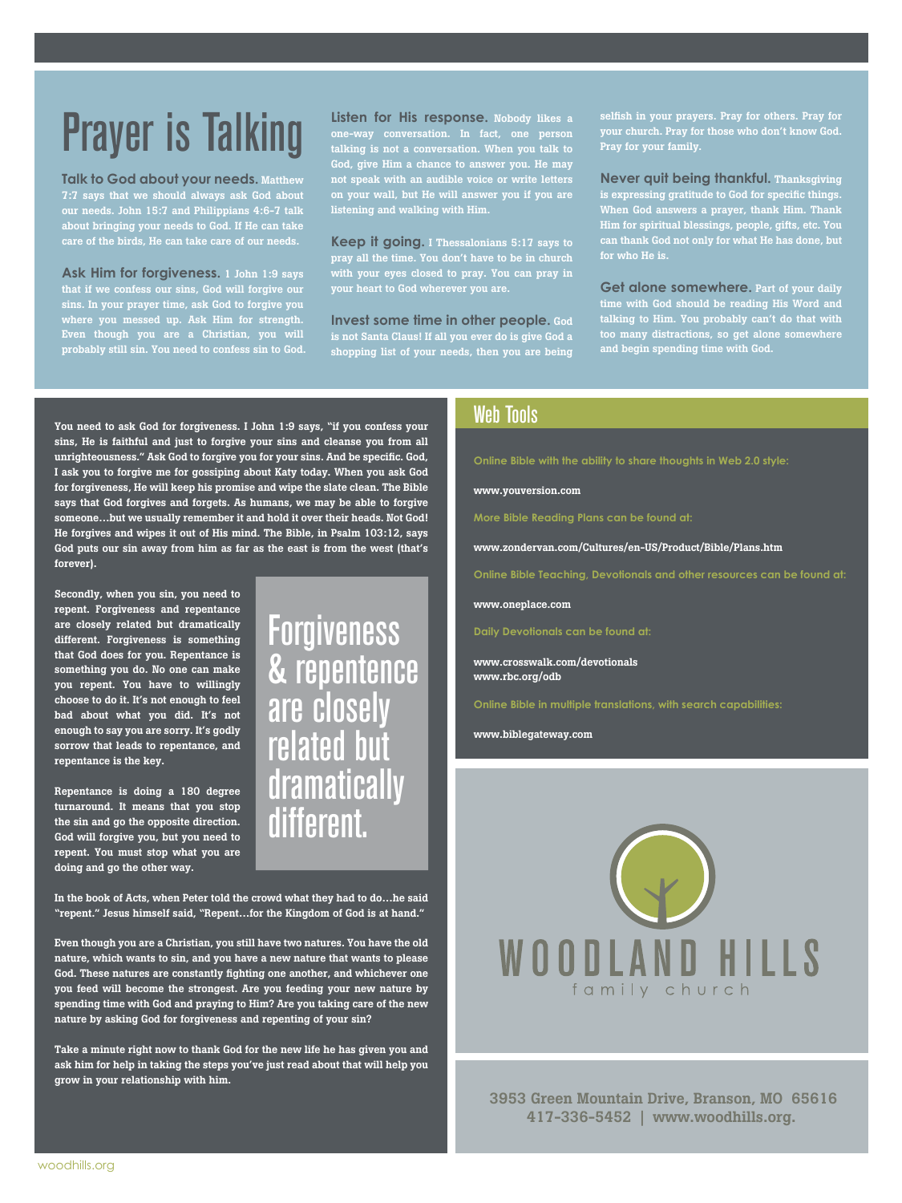# Prayer is Talking

**Talk to God about your needs.** Matthew 7:7 says that we should always ask God about our needs. John 15:7 and Philippians 4:6-7 talk about bringing your needs to God. If He can take care of the birds, He can take care of our needs.

**Ask Him for forgiveness.** 1 John 1:9 says that if we confess our sins, God will forgive our sins. In your prayer time, ask God to forgive you where you messed up. Ask Him for strength. Even though you are a Christian, you will probably still sin. You need to confess sin to God.

**Listen for His response.** Nobody likes a one-way conversation. In fact, one person talking is not a conversation. When you talk to God, give Him a chance to answer you. He may not speak with an audible voice or write letters on your wall, but He will answer you if you are listening and walking with Him.

**Keep it going.** I Thessalonians 5:17 says to pray all the time. You don't have to be in church with your eyes closed to pray. You can pray in your heart to God wherever you are.

**Invest some time in other people.** God is not Santa Claus! If all you ever do is give God a shopping list of your needs, then you are being selfish in your prayers. Pray for others. Pray for your church. Pray for those who don't know God. Pray for your family.

**Never quit being thankful.** Thanksgiving is expressing gratitude to God for specific things. When God answers a prayer, thank Him. Thank Him for spiritual blessings, people, gifts, etc. You can thank God not only for what He has done, but for who He is.

**Get alone somewhere.** Part of your daily time with God should be reading His Word and talking to Him. You probably can't do that with too many distractions, so get alone somewhere and begin spending time with God.

You need to ask God for forgiveness. I John 1:9 says, "if you confess your sins, He is faithful and just to forgive your sins and cleanse you from all unrighteousness." Ask God to forgive you for your sins. And be specific. God, I ask you to forgive me for gossiping about Katy today. When you ask God for forgiveness, He will keep his promise and wipe the slate clean. The Bible says that God forgives and forgets. As humans, we may be able to forgive someone…but we usually remember it and hold it over their heads. Not God! He forgives and wipes it out of His mind. The Bible, in Psalm 103:12, says God puts our sin away from him as far as the east is from the west (that's forever).

Secondly, when you sin, you need to repent. Forgiveness and repentance are closely related but dramatically different. Forgiveness is something that God does for you. Repentance is something you do. No one can make you repent. You have to willingly choose to do it. It's not enough to feel bad about what you did. It's not enough to say you are sorry. It's godly sorrow that leads to repentance, and repentance is the key.

> Forgiveness & repentence are closely related but dramatically different.

Repentance is doing a 180 degree turnaround. It means that you stop the sin and go the opposite direction. God will forgive you, but you need to repent. You must stop what you are doing and go the other way.

In the book of Acts, when Peter told the crowd what they had to do…he said "repent." Jesus himself said, "Repent…for the Kingdom of God is at hand."

Even though you are a Christian, you still have two natures. You have the old nature, which wants to sin, and you have a new nature that wants to please God. These natures are constantly fighting one another, and whichever one you feed will become the strongest. Are you feeding your new nature by spending time with God and praying to Him? Are you taking care of the new nature by asking God for forgiveness and repenting of your sin?

Take a minute right now to thank God for the new life he has given you and ask him for help in taking the steps you've just read about that will help you grow in your relationship with him.

## Web Tools

Online Bible with the ability to share thoughts in Web 2.0 style:

www.youversion.com

More Bible Reading Plans can be found at:

www.zondervan.com/Cultures/en-US/Product/Bible/Plans.htm

Online Bible Teaching, Devotionals and other resources can be found at:

www.oneplace.com

Daily Devotionals can be found at:

www.crosswalk.com/devotionals
www.rbc.org/odb

Online Bible in multiple translations, with search capabilities:

www.biblegateway.com

WOODLAND HILLS
family church

3953 Green Mountain Drive, Branson, MO 65616
417-336-5452 | www.woodhills.org.